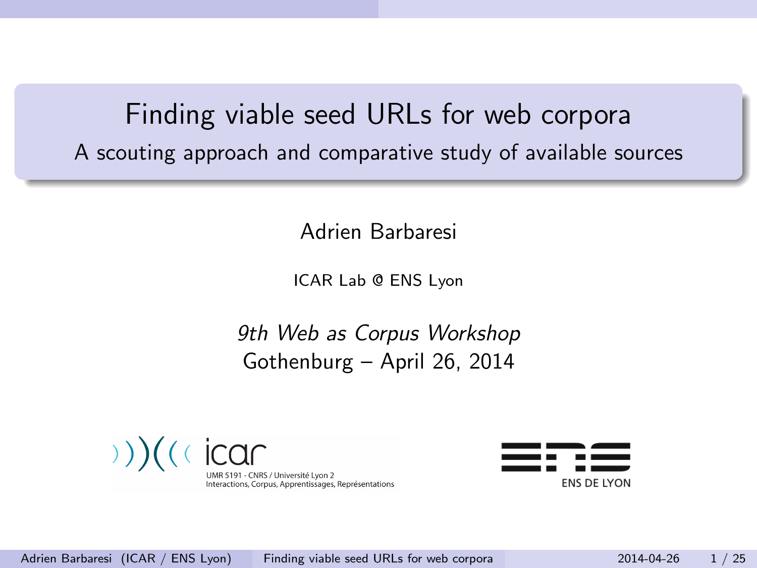# Finding viable seed URLs for web corpora

## A scouting approach and comparative study of available sources

Adrien Barbaresi

ICAR Lab @ ENS Lyon

*9th Web as Corpus Workshop*
Gothenburg – April 26, 2014

icar
UMR 5191 - CNRS / Université Lyon 2
Interactions, Corpus, Apprentissages, Représentations

ENS DE LYON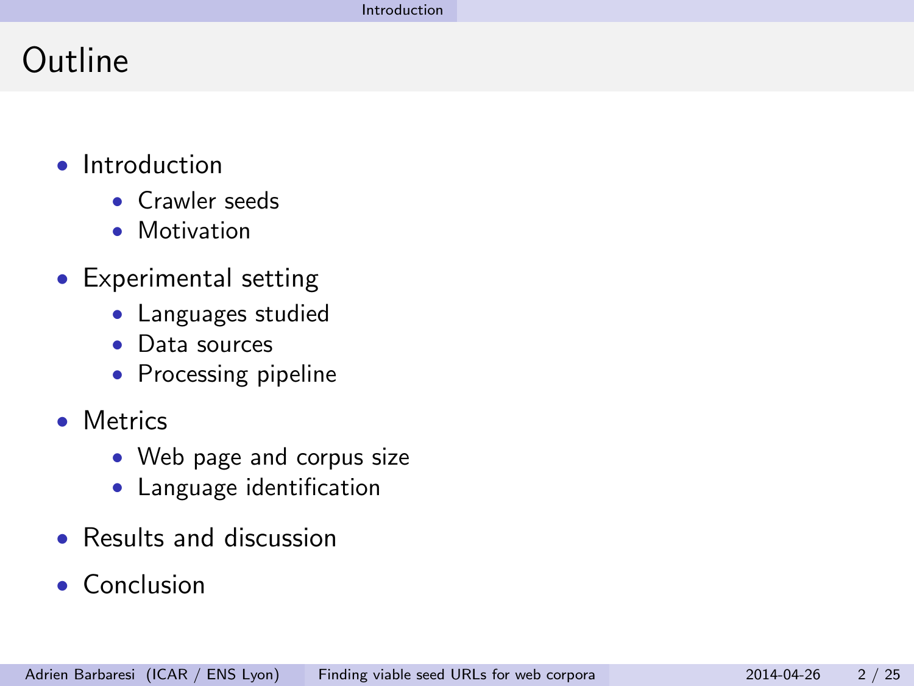# Outline

- Introduction
  - Crawler seeds
  - Motivation
- Experimental setting
  - Languages studied
  - Data sources
  - Processing pipeline
- Metrics
  - Web page and corpus size
  - Language identification
- Results and discussion
- Conclusion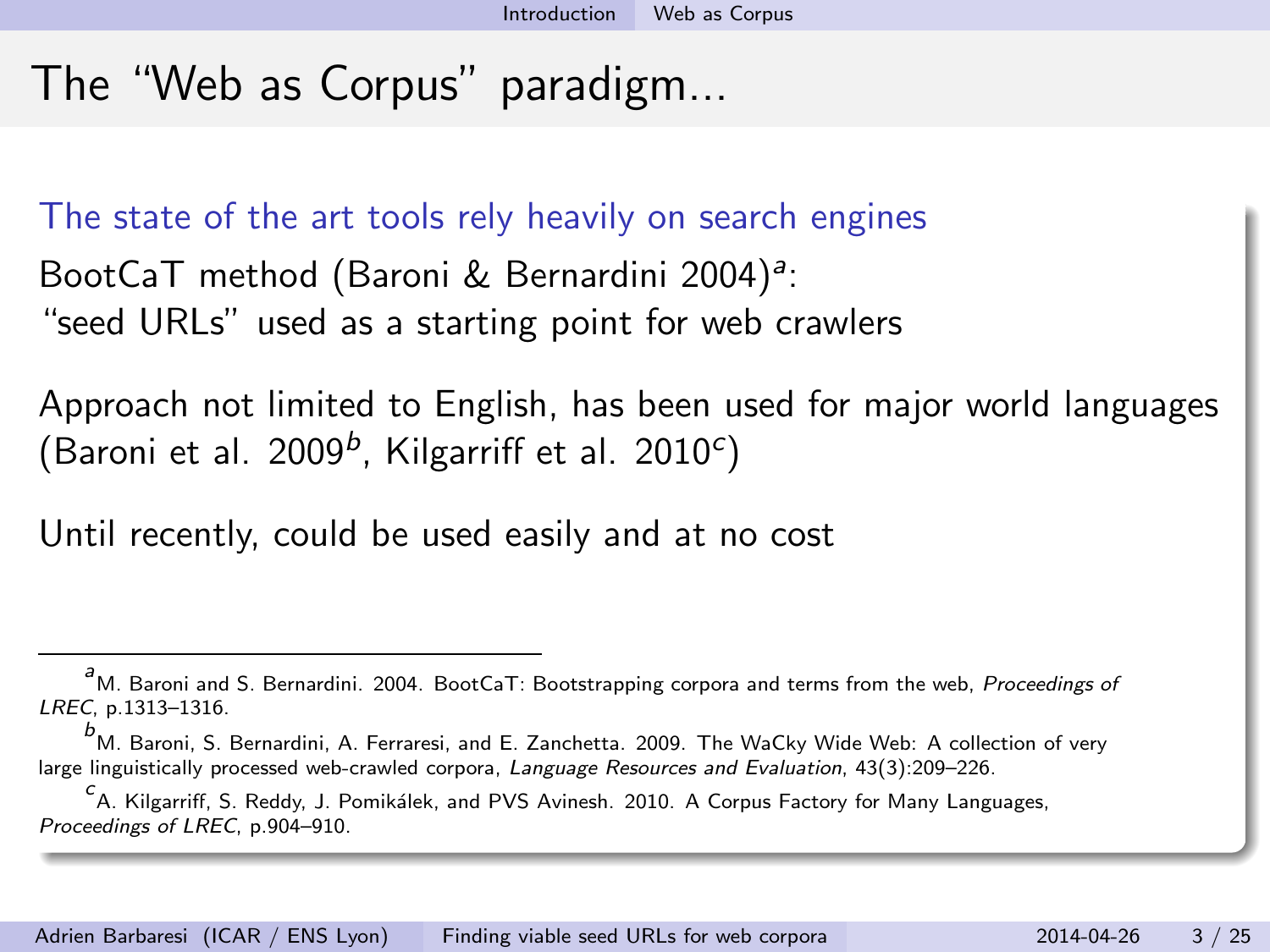# The "Web as Corpus" paradigm...

**The state of the art tools rely heavily on search engines**

BootCaT method (Baroni & Bernardini 2004)[a]:
"seed URLs" used as a starting point for web crawlers

Approach not limited to English, has been used for major world languages (Baroni et al. 2009[b], Kilgarriff et al. 2010[c])

Until recently, could be used easily and at no cost

---

[a] M. Baroni and S. Bernardini. 2004. BootCaT: Bootstrapping corpora and terms from the web, *Proceedings of LREC*, p.1313–1316.

[b] M. Baroni, S. Bernardini, A. Ferraresi, and E. Zanchetta. 2009. The WaCky Wide Web: A collection of very large linguistically processed web-crawled corpora, *Language Resources and Evaluation*, 43(3):209–226.

[c] A. Kilgarriff, S. Reddy, J. Pomikálek, and PVS Avinesh. 2010. A Corpus Factory for Many Languages, *Proceedings of LREC*, p.904–910.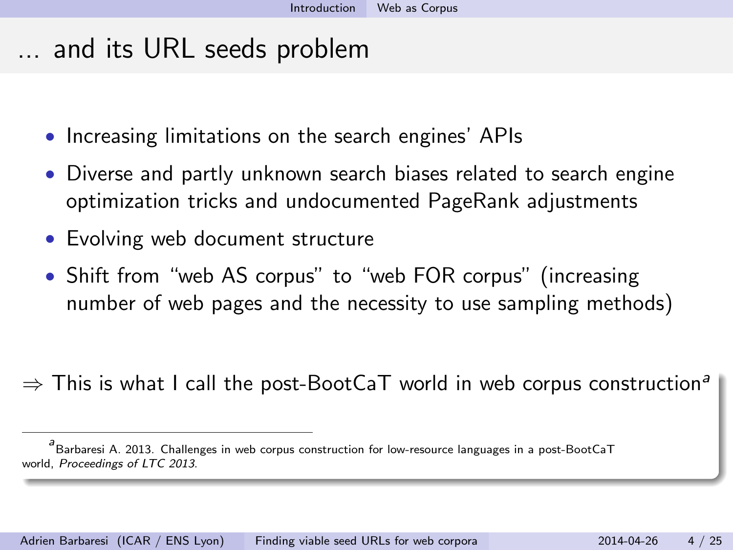# ... and its URL seeds problem

- Increasing limitations on the search engines' APIs
- Diverse and partly unknown search biases related to search engine optimization tricks and undocumented PageRank adjustments
- Evolving web document structure
- Shift from "web AS corpus" to "web FOR corpus" (increasing number of web pages and the necessity to use sampling methods)

⇒ This is what I call the post-BootCaT world in web corpus construction[a]

[a] Barbaresi A. 2013. Challenges in web corpus construction for low-resource languages in a post-BootCaT world, *Proceedings of LTC 2013*.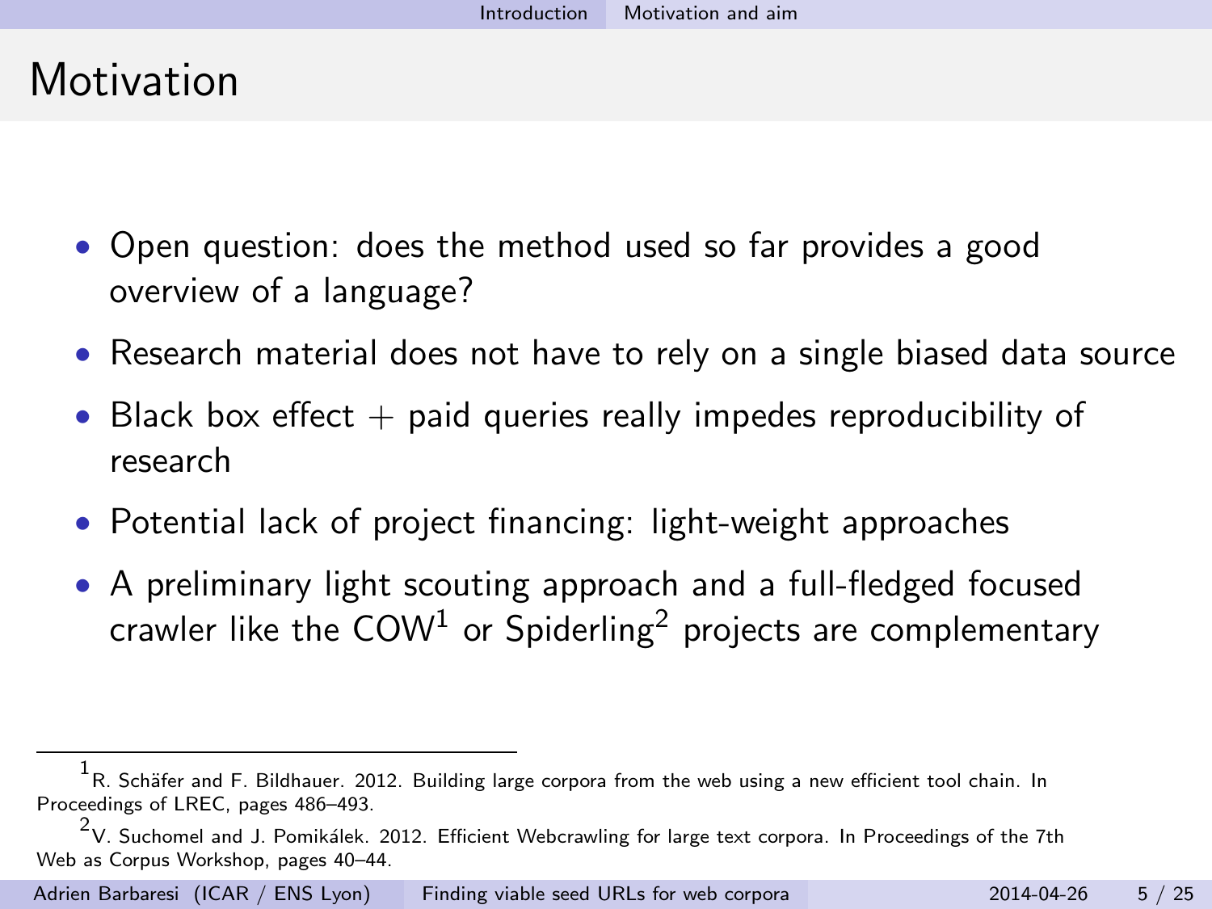# Motivation

- Open question: does the method used so far provides a good overview of a language?
- Research material does not have to rely on a single biased data source
- Black box effect + paid queries really impedes reproducibility of research
- Potential lack of project financing: light-weight approaches
- A preliminary light scouting approach and a full-fledged focused crawler like the COW[1] or Spiderling[2] projects are complementary

---

[1] R. Schäfer and F. Bildhauer. 2012. Building large corpora from the web using a new efficient tool chain. In Proceedings of LREC, pages 486–493.

[2] V. Suchomel and J. Pomikálek. 2012. Efficient Webcrawling for large text corpora. In Proceedings of the 7th Web as Corpus Workshop, pages 40–44.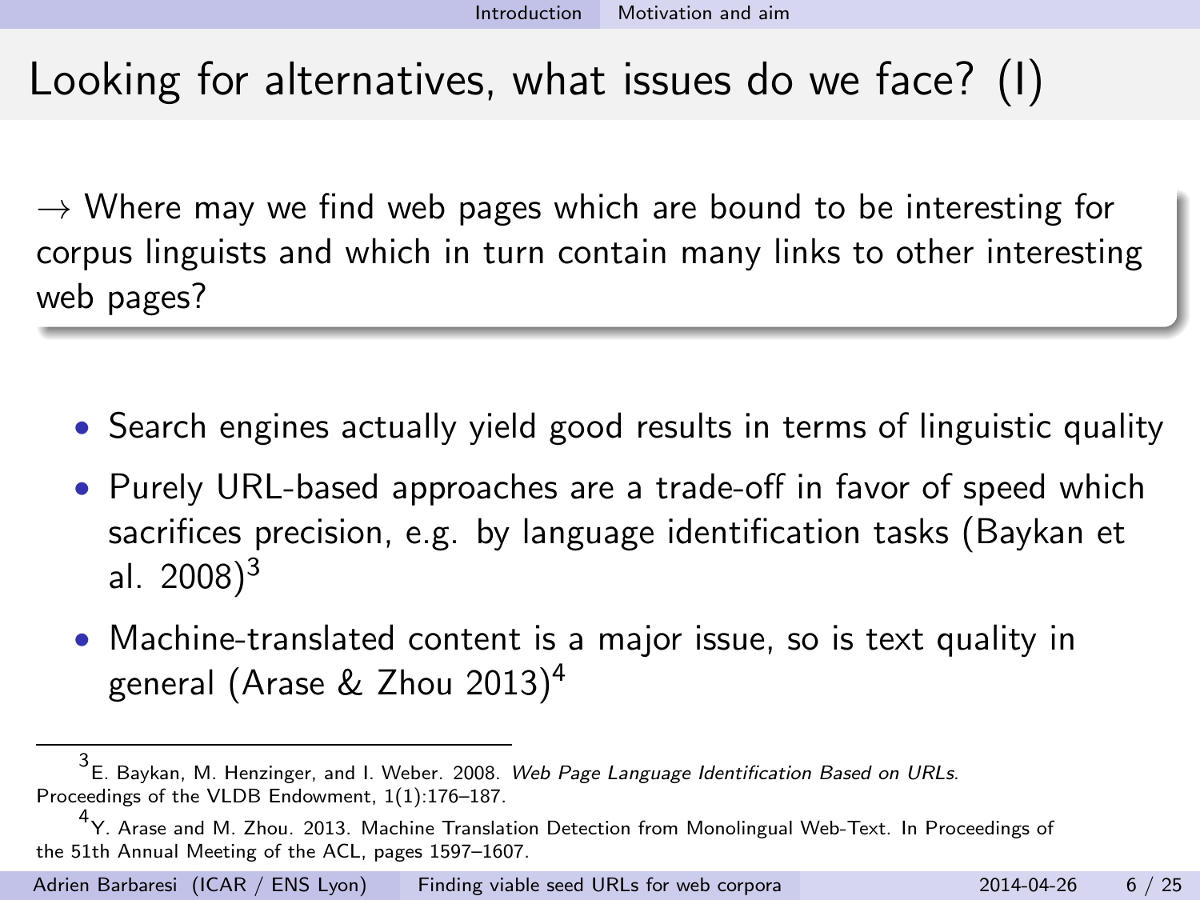# Looking for alternatives, what issues do we face? (I)

→ Where may we find web pages which are bound to be interesting for corpus linguists and which in turn contain many links to other interesting web pages?

- Search engines actually yield good results in terms of linguistic quality
- Purely URL-based approaches are a trade-off in favor of speed which sacrifices precision, e.g. by language identification tasks (Baykan et al. 2008)[3]
- Machine-translated content is a major issue, so is text quality in general (Arase & Zhou 2013)[4]

---

[3] E. Baykan, M. Henzinger, and I. Weber. 2008. *Web Page Language Identification Based on URLs*. Proceedings of the VLDB Endowment, 1(1):176–187.

[4] Y. Arase and M. Zhou. 2013. Machine Translation Detection from Monolingual Web-Text. In Proceedings of the 51th Annual Meeting of the ACL, pages 1597–1607.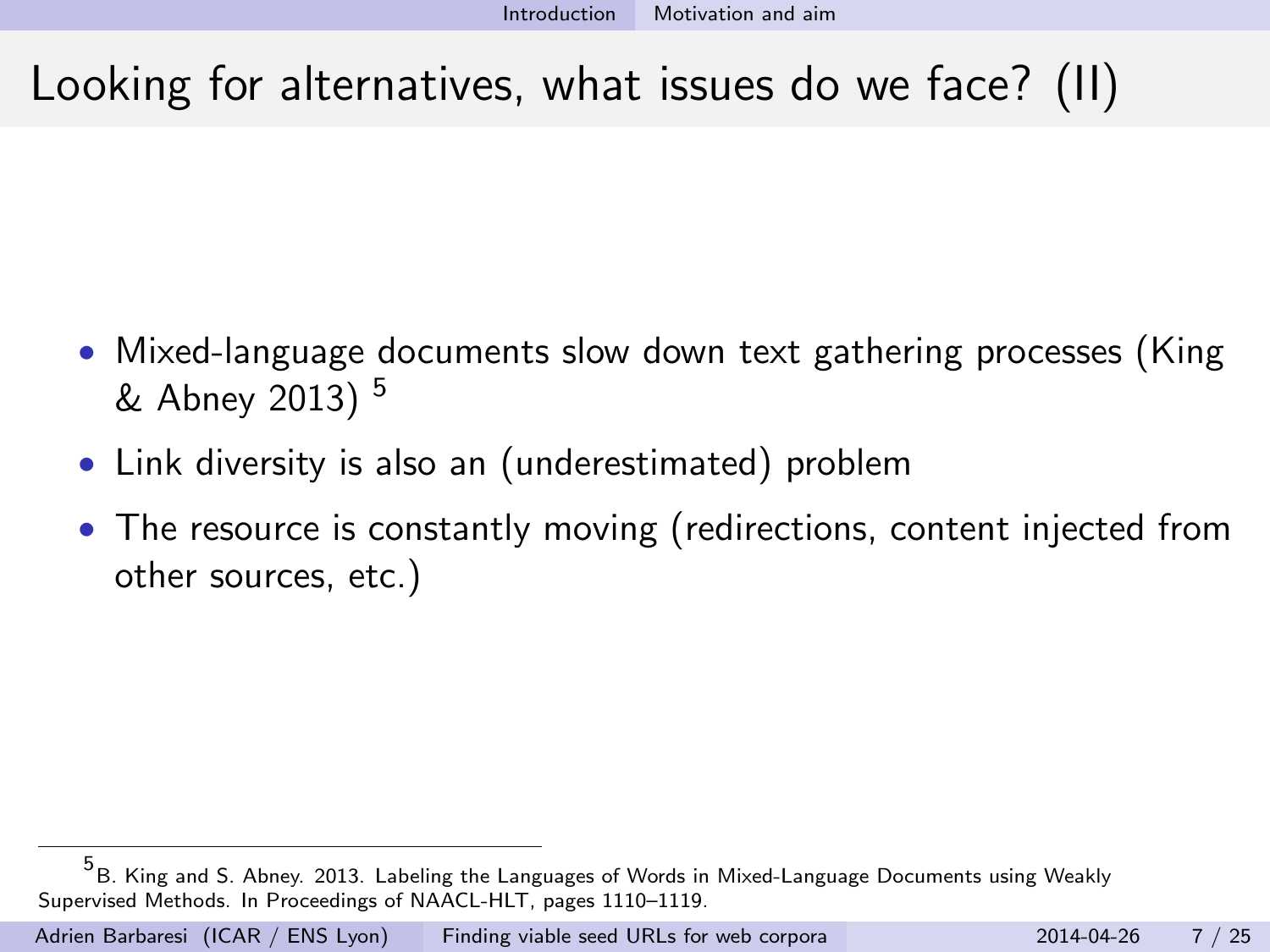# Looking for alternatives, what issues do we face? (II)

- Mixed-language documents slow down text gathering processes (King & Abney 2013) [5]
- Link diversity is also an (underestimated) problem
- The resource is constantly moving (redirections, content injected from other sources, etc.)

[5] B. King and S. Abney. 2013. Labeling the Languages of Words in Mixed-Language Documents using Weakly Supervised Methods. In Proceedings of NAACL-HLT, pages 1110–1119.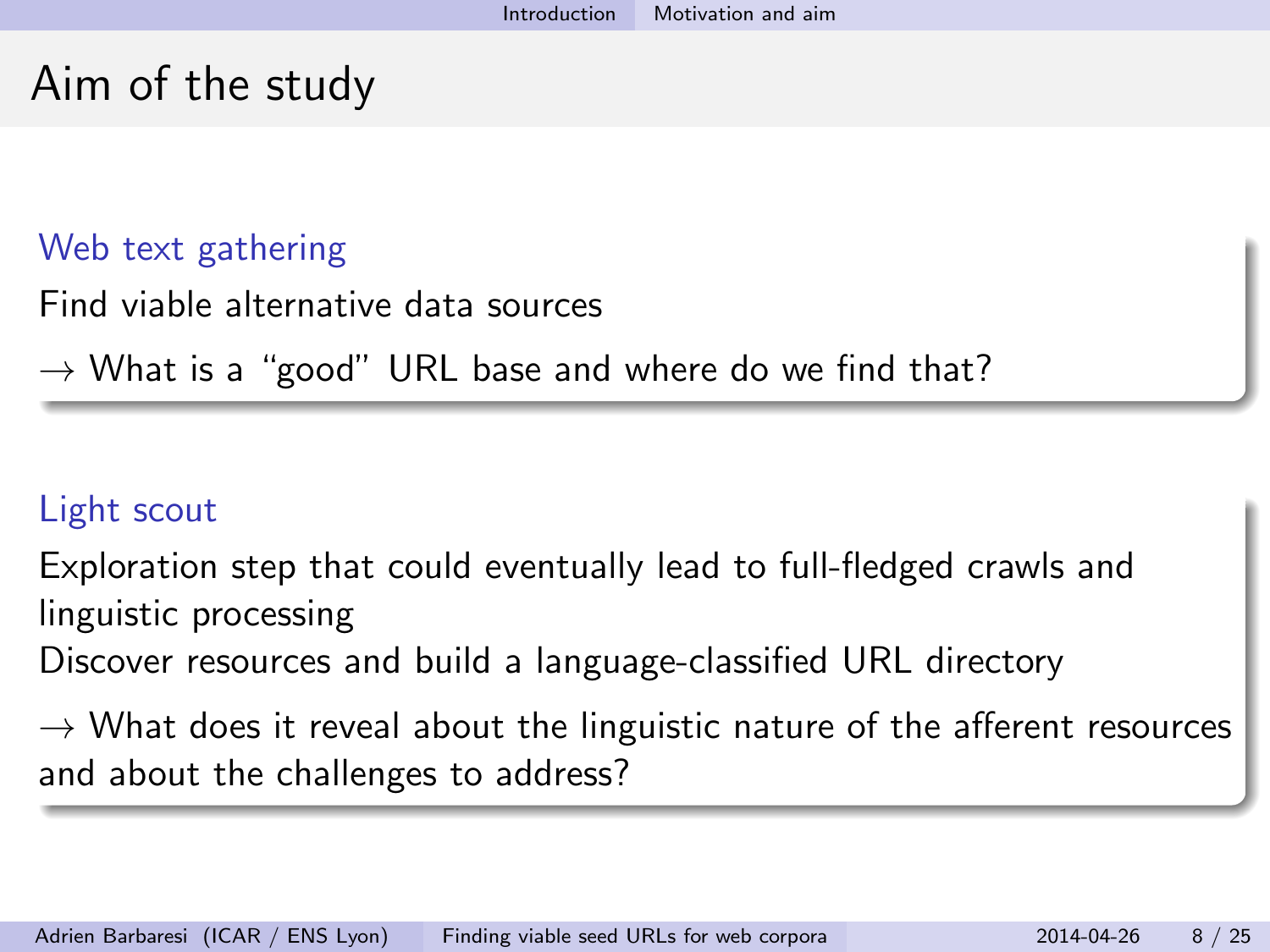# Aim of the study

### Web text gathering

Find viable alternative data sources

→ What is a "good" URL base and where do we find that?

### Light scout

Exploration step that could eventually lead to full-fledged crawls and linguistic processing
Discover resources and build a language-classified URL directory

→ What does it reveal about the linguistic nature of the afferent resources and about the challenges to address?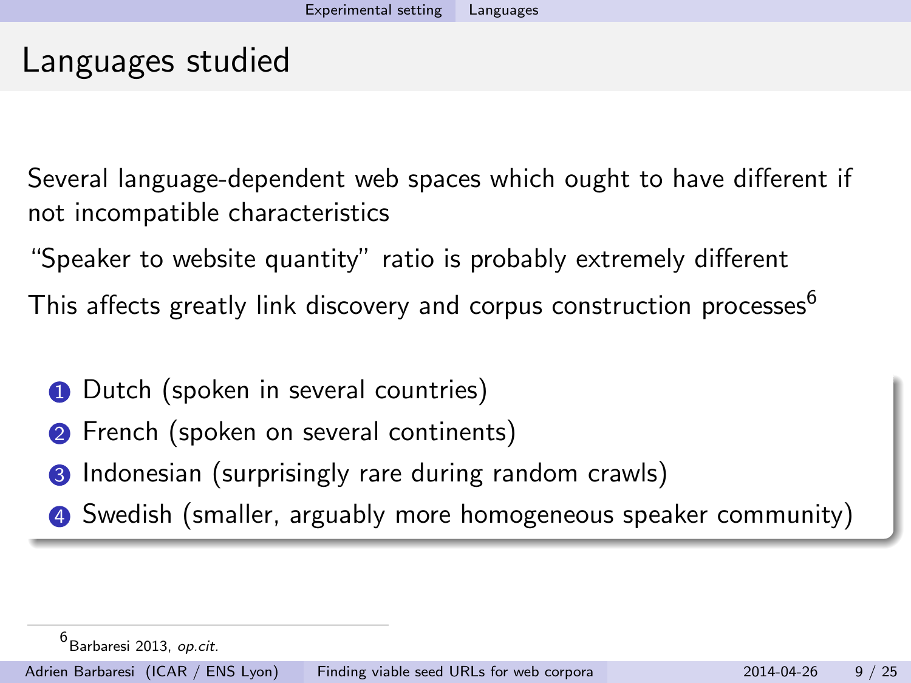# Languages studied

Several language-dependent web spaces which ought to have different if not incompatible characteristics

"Speaker to website quantity" ratio is probably extremely different

This affects greatly link discovery and corpus construction processes[6]

1. Dutch (spoken in several countries)
2. French (spoken on several continents)
3. Indonesian (surprisingly rare during random crawls)
4. Swedish (smaller, arguably more homogeneous speaker community)

[6] Barbaresi 2013, *op.cit.*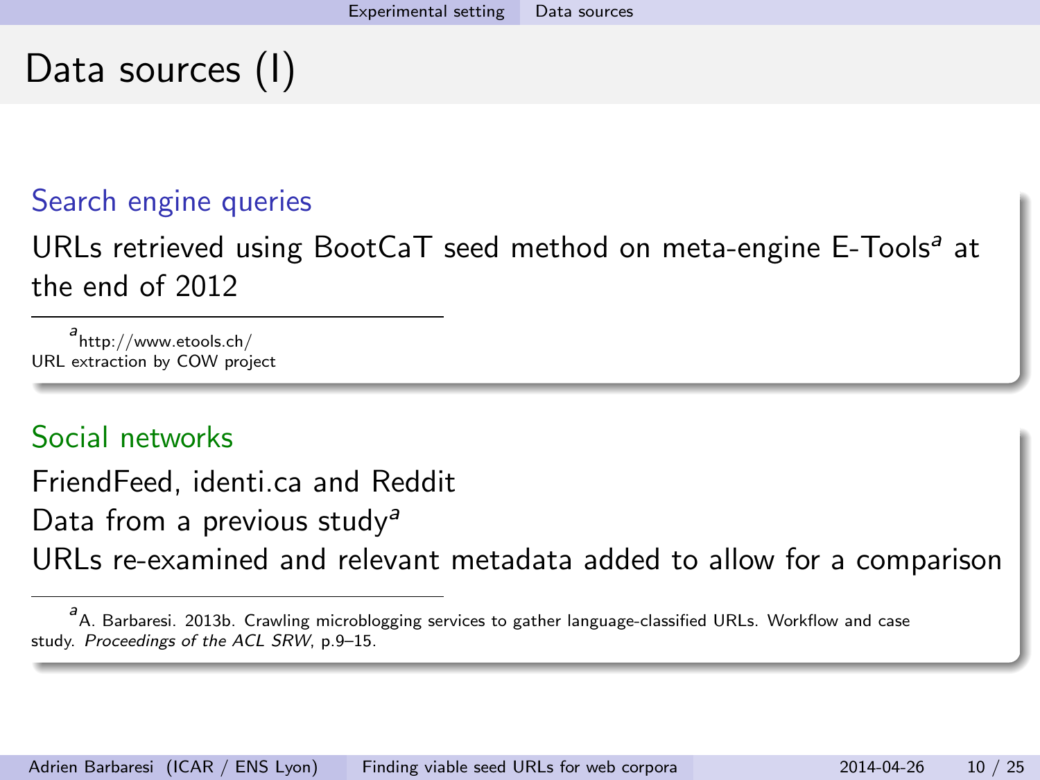# Data sources (I)

### Search engine queries

URLs retrieved using BootCaT seed method on meta-engine E-Tools[a] at the end of 2012

[a] http://www.etools.ch/
URL extraction by COW project

### Social networks

FriendFeed, identi.ca and Reddit
Data from a previous study[a]
URLs re-examined and relevant metadata added to allow for a comparison

[a] A. Barbaresi. 2013b. Crawling microblogging services to gather language-classified URLs. Workflow and case study. *Proceedings of the ACL SRW*, p.9–15.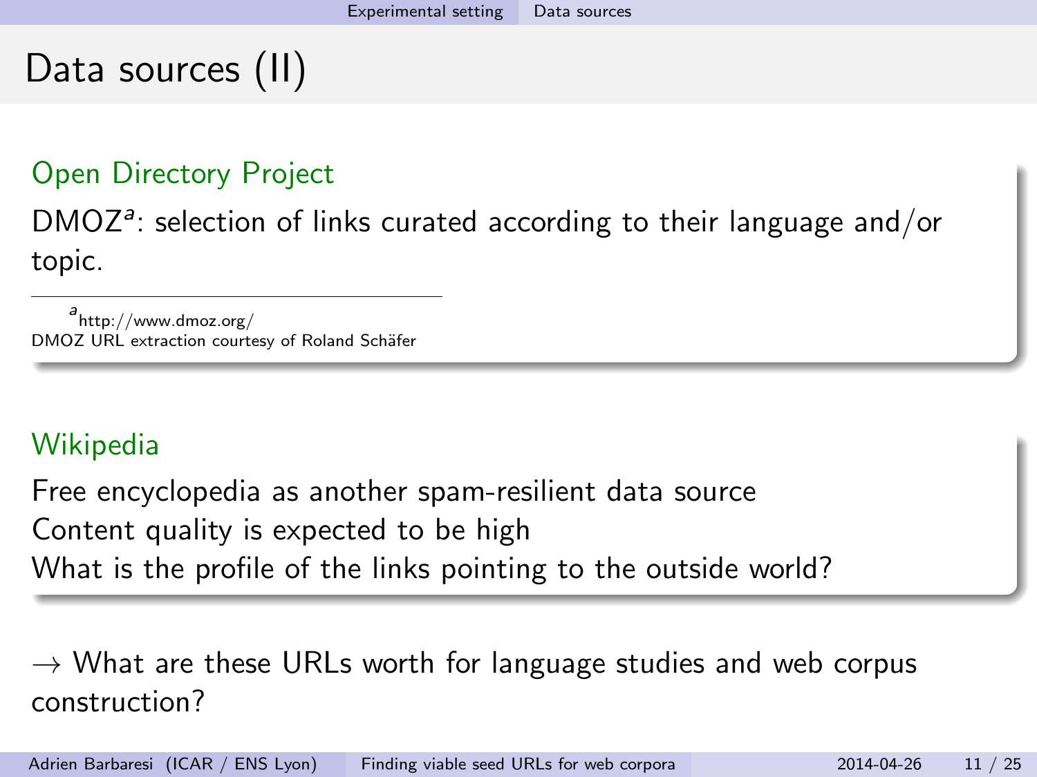# Data sources (II)

### Open Directory Project

DMOZ[a]: selection of links curated according to their language and/or topic.

[a] http://www.dmoz.org/
DMOZ URL extraction courtesy of Roland Schäfer

### Wikipedia

Free encyclopedia as another spam-resilient data source
Content quality is expected to be high
What is the profile of the links pointing to the outside world?

→ What are these URLs worth for language studies and web corpus construction?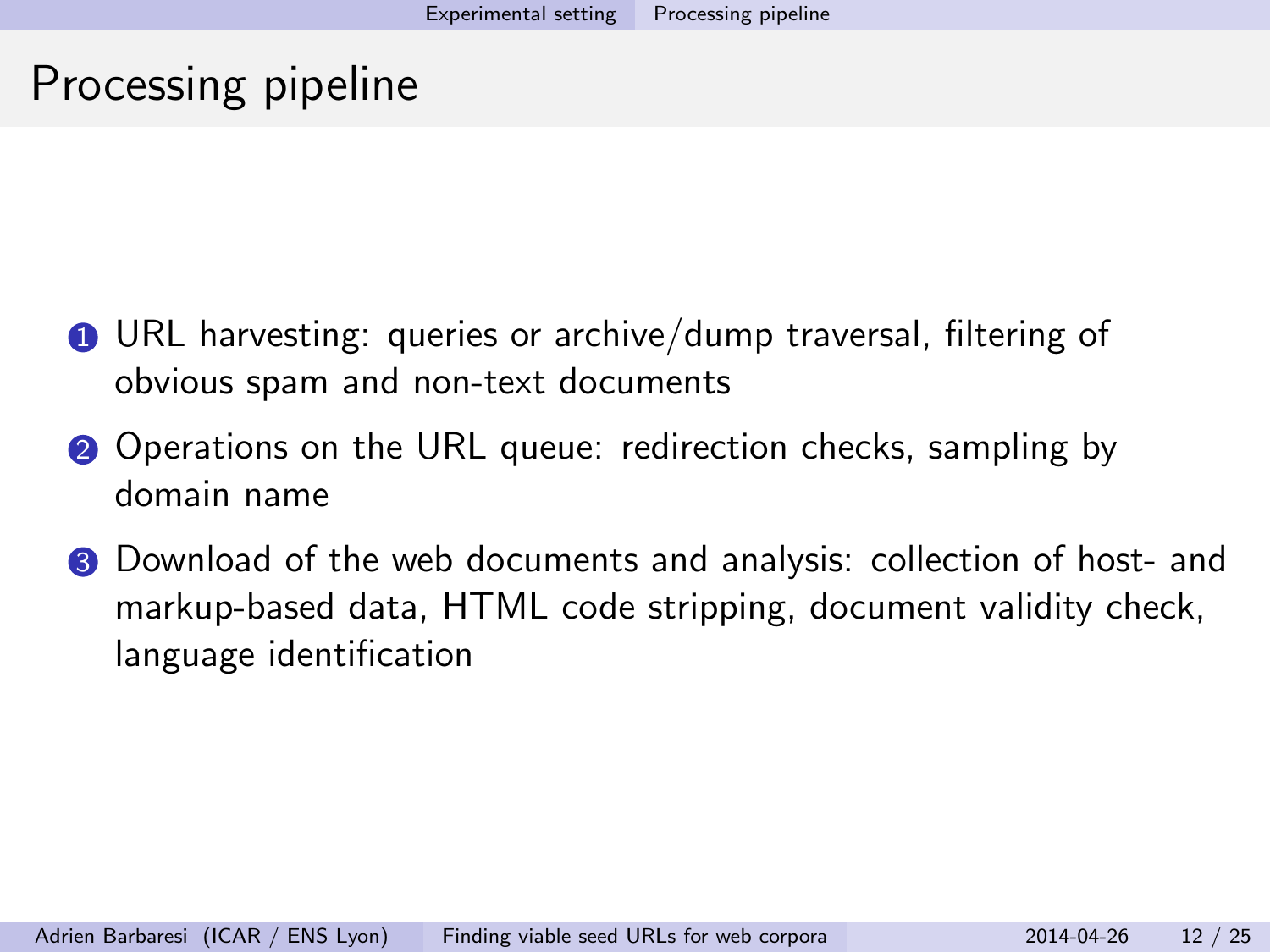# Processing pipeline

1. URL harvesting: queries or archive/dump traversal, filtering of obvious spam and non-text documents
2. Operations on the URL queue: redirection checks, sampling by domain name
3. Download of the web documents and analysis: collection of host- and markup-based data, HTML code stripping, document validity check, language identification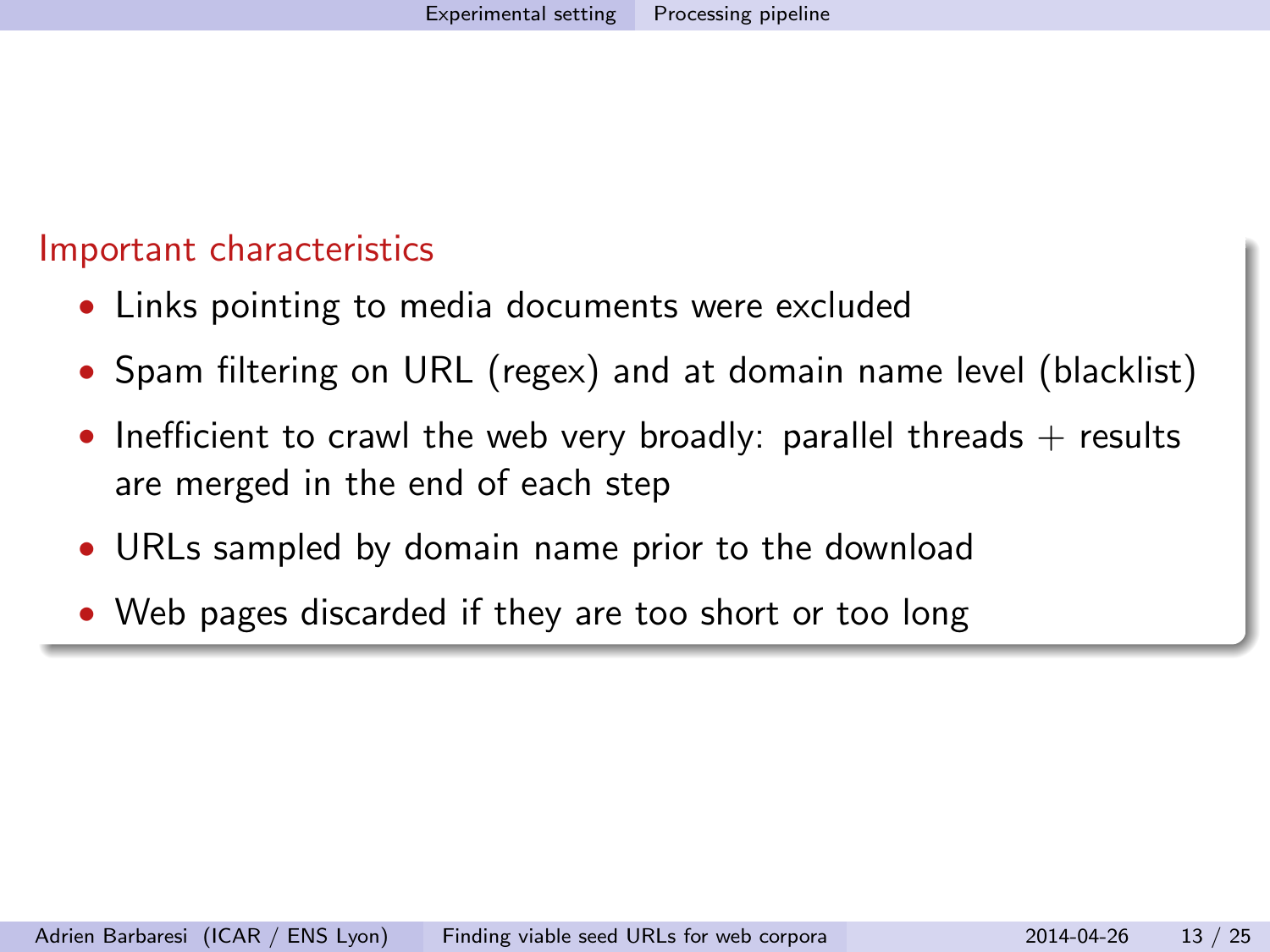### Important characteristics

- Links pointing to media documents were excluded
- Spam filtering on URL (regex) and at domain name level (blacklist)
- Inefficient to crawl the web very broadly: parallel threads + results are merged in the end of each step
- URLs sampled by domain name prior to the download
- Web pages discarded if they are too short or too long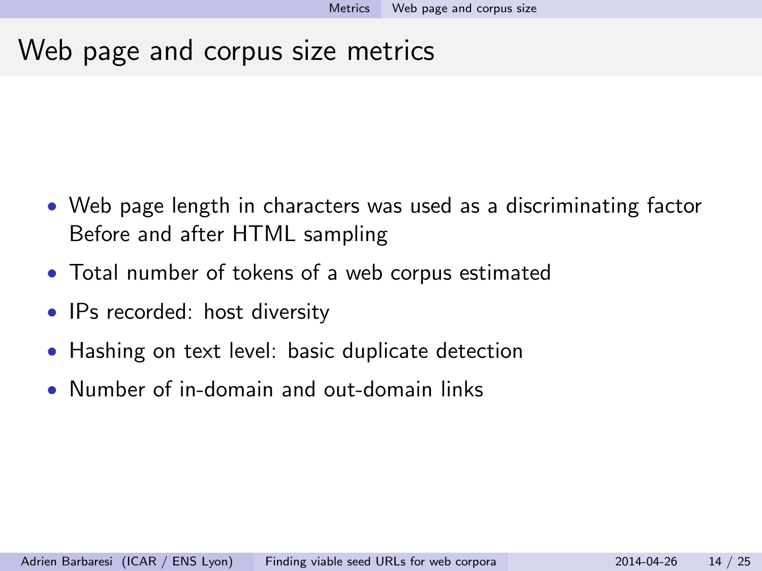# Web page and corpus size metrics

- Web page length in characters was used as a discriminating factor
  Before and after HTML sampling
- Total number of tokens of a web corpus estimated
- IPs recorded: host diversity
- Hashing on text level: basic duplicate detection
- Number of in-domain and out-domain links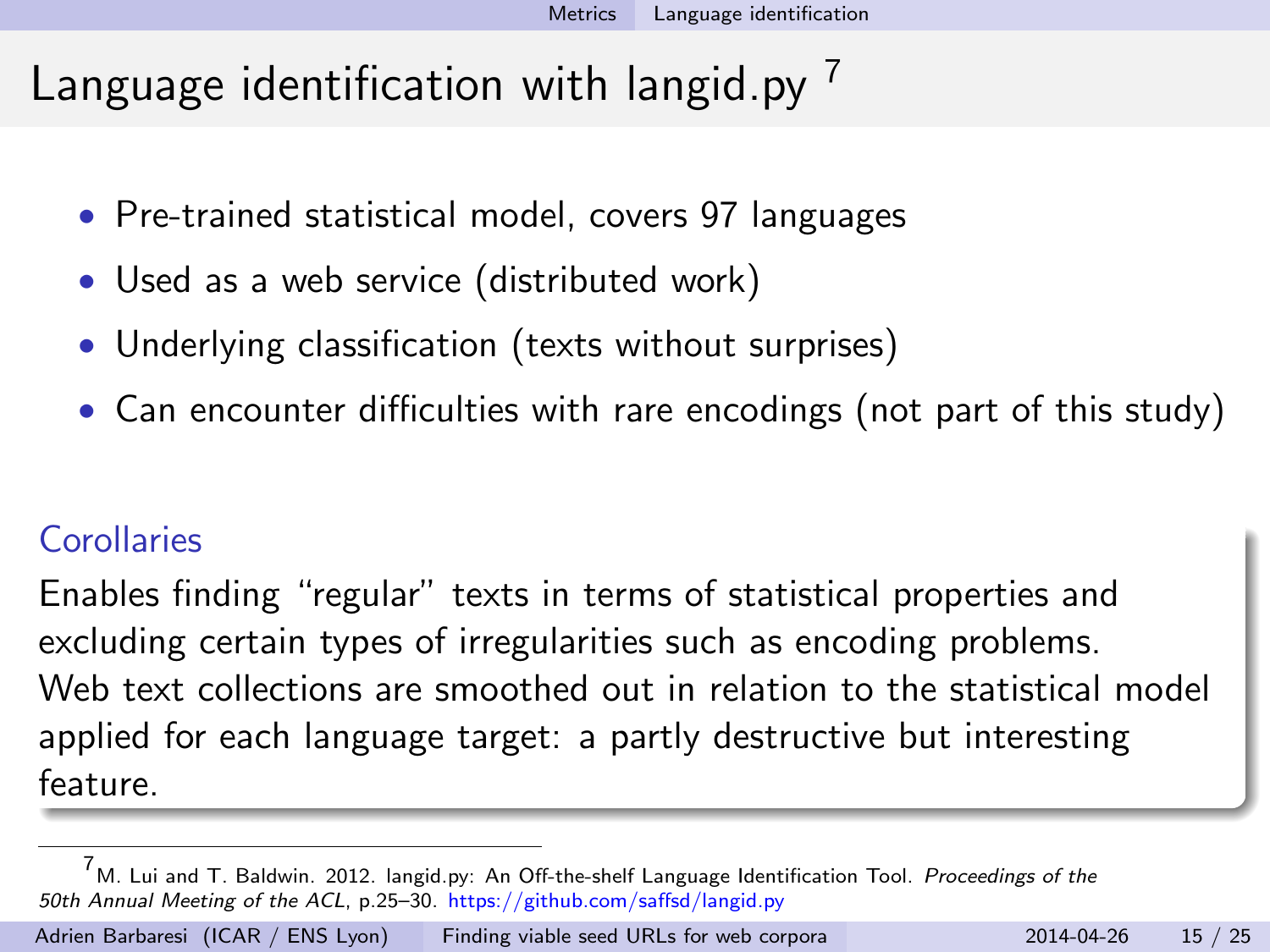# Language identification with langid.py [7]

- Pre-trained statistical model, covers 97 languages
- Used as a web service (distributed work)
- Underlying classification (texts without surprises)
- Can encounter difficulties with rare encodings (not part of this study)

### Corollaries

Enables finding "regular" texts in terms of statistical properties and excluding certain types of irregularities such as encoding problems. Web text collections are smoothed out in relation to the statistical model applied for each language target: a partly destructive but interesting feature.

---

[7] M. Lui and T. Baldwin. 2012. langid.py: An Off-the-shelf Language Identification Tool. *Proceedings of the 50th Annual Meeting of the ACL*, p.25–30. https://github.com/saffsd/langid.py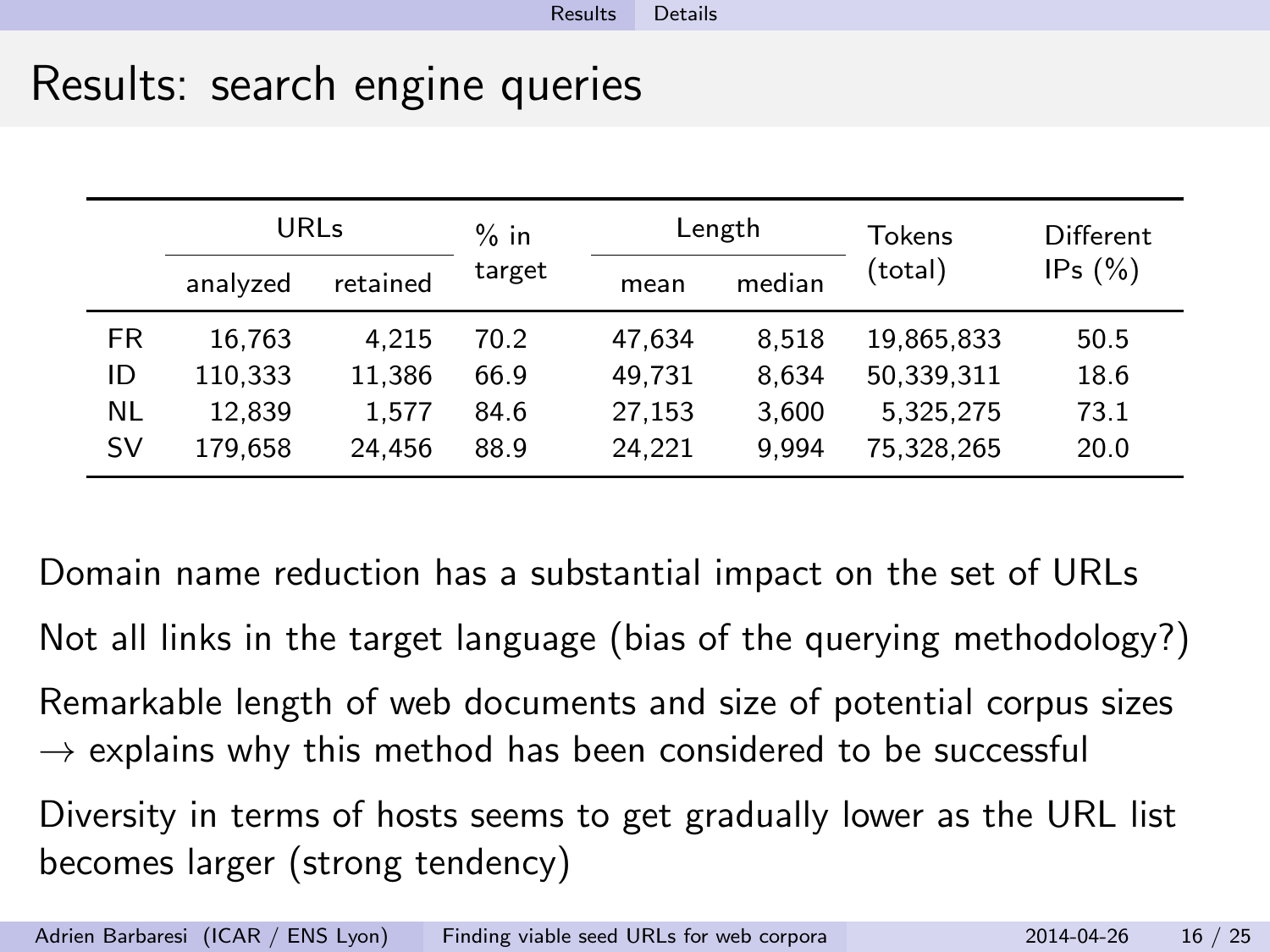# Results: search engine queries

| | URLs | | % in target | Length | | Tokens (total) | Different IPs (%) |
|---|---|---|---|---|---|---|---|
| | analyzed | retained | | mean | median | | |
| FR | 16,763 | 4,215 | 70.2 | 47,634 | 8,518 | 19,865,833 | 50.5 |
| ID | 110,333 | 11,386 | 66.9 | 49,731 | 8,634 | 50,339,311 | 18.6 |
| NL | 12,839 | 1,577 | 84.6 | 27,153 | 3,600 | 5,325,275 | 73.1 |
| SV | 179,658 | 24,456 | 88.9 | 24,221 | 9,994 | 75,328,265 | 20.0 |

Domain name reduction has a substantial impact on the set of URLs

Not all links in the target language (bias of the querying methodology?)

Remarkable length of web documents and size of potential corpus sizes
$\rightarrow$ explains why this method has been considered to be successful

Diversity in terms of hosts seems to get gradually lower as the URL list becomes larger (strong tendency)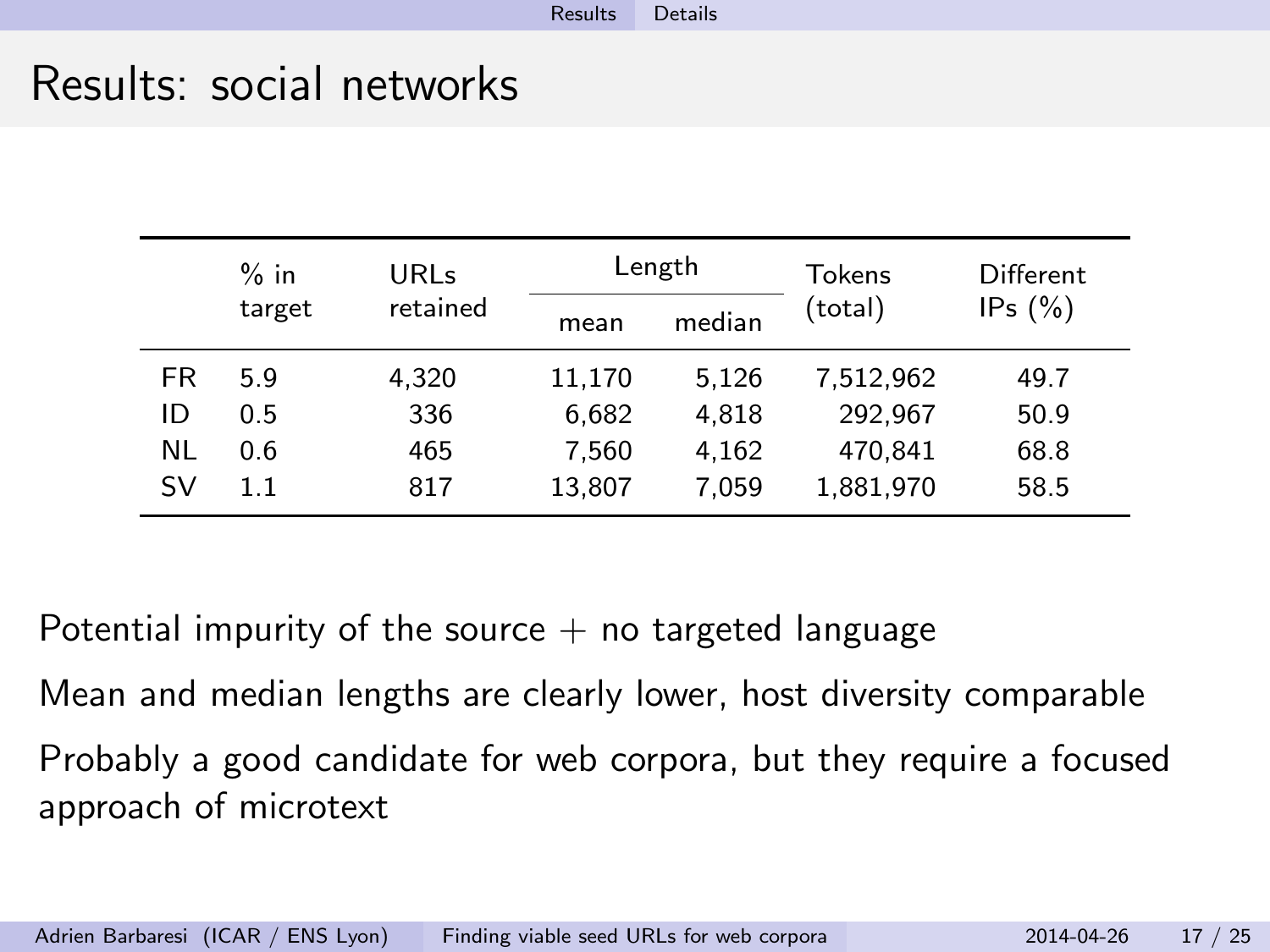# Results: social networks

| | % in target | URLs retained | Length | | Tokens (total) | Different IPs (%) |
|---|---|---|---|---|---|---|
| | | | mean | median | | |
| FR | 5.9 | 4,320 | 11,170 | 5,126 | 7,512,962 | 49.7 |
| ID | 0.5 | 336 | 6,682 | 4,818 | 292,967 | 50.9 |
| NL | 0.6 | 465 | 7,560 | 4,162 | 470,841 | 68.8 |
| SV | 1.1 | 817 | 13,807 | 7,059 | 1,881,970 | 58.5 |

Potential impurity of the source + no targeted language

Mean and median lengths are clearly lower, host diversity comparable

Probably a good candidate for web corpora, but they require a focused approach of microtext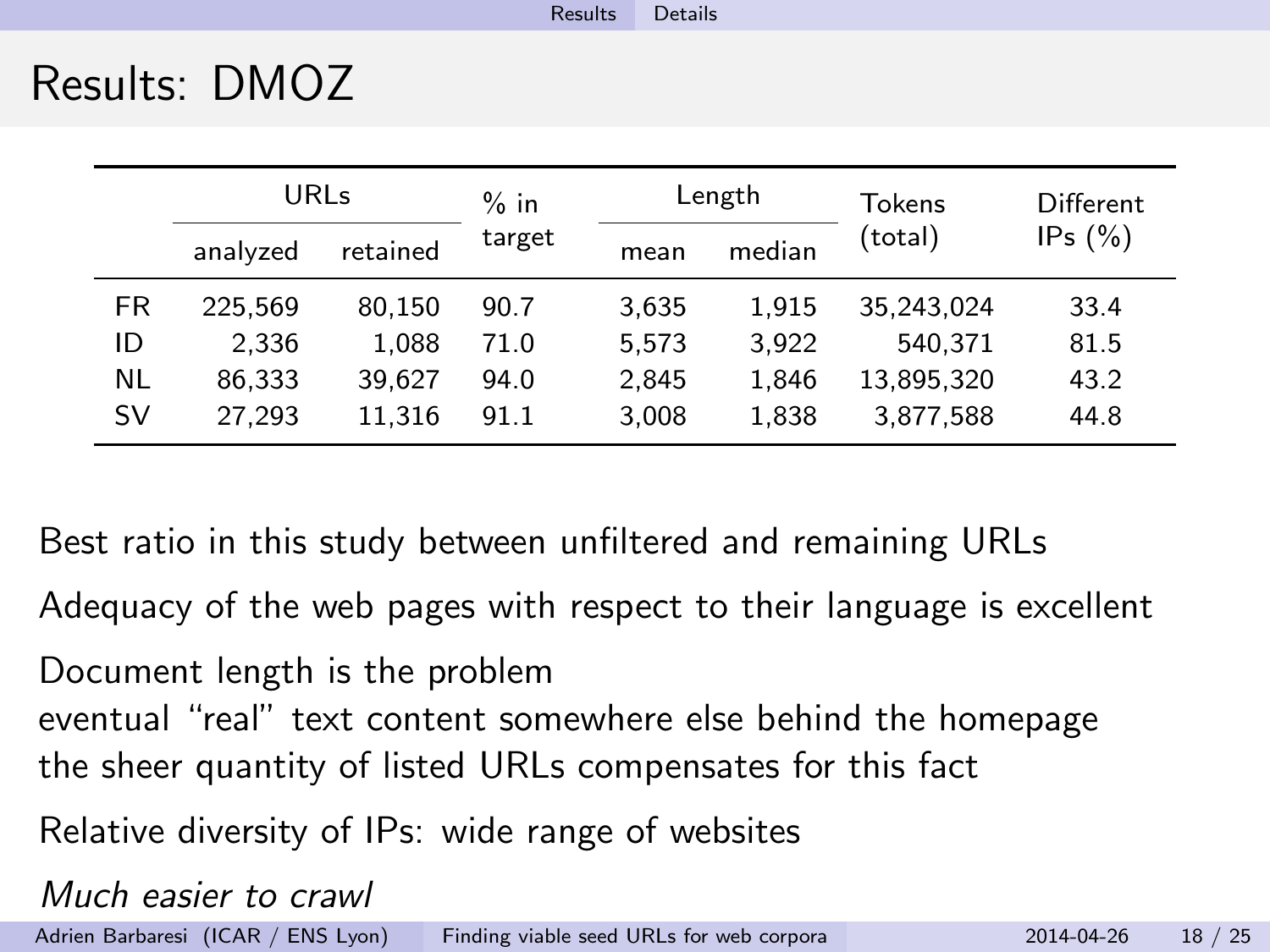# Results: DMOZ

| | URLs | | % in target | Length | | Tokens (total) | Different IPs (%) |
|---|---|---|---|---|---|---|---|
| | analyzed | retained | | mean | median | | |
| FR | 225,569 | 80,150 | 90.7 | 3,635 | 1,915 | 35,243,024 | 33.4 |
| ID | 2,336 | 1,088 | 71.0 | 5,573 | 3,922 | 540,371 | 81.5 |
| NL | 86,333 | 39,627 | 94.0 | 2,845 | 1,846 | 13,895,320 | 43.2 |
| SV | 27,293 | 11,316 | 91.1 | 3,008 | 1,838 | 3,877,588 | 44.8 |

Best ratio in this study between unfiltered and remaining URLs

Adequacy of the web pages with respect to their language is excellent

Document length is the problem
eventual "real" text content somewhere else behind the homepage
the sheer quantity of listed URLs compensates for this fact

Relative diversity of IPs: wide range of websites

*Much easier to crawl*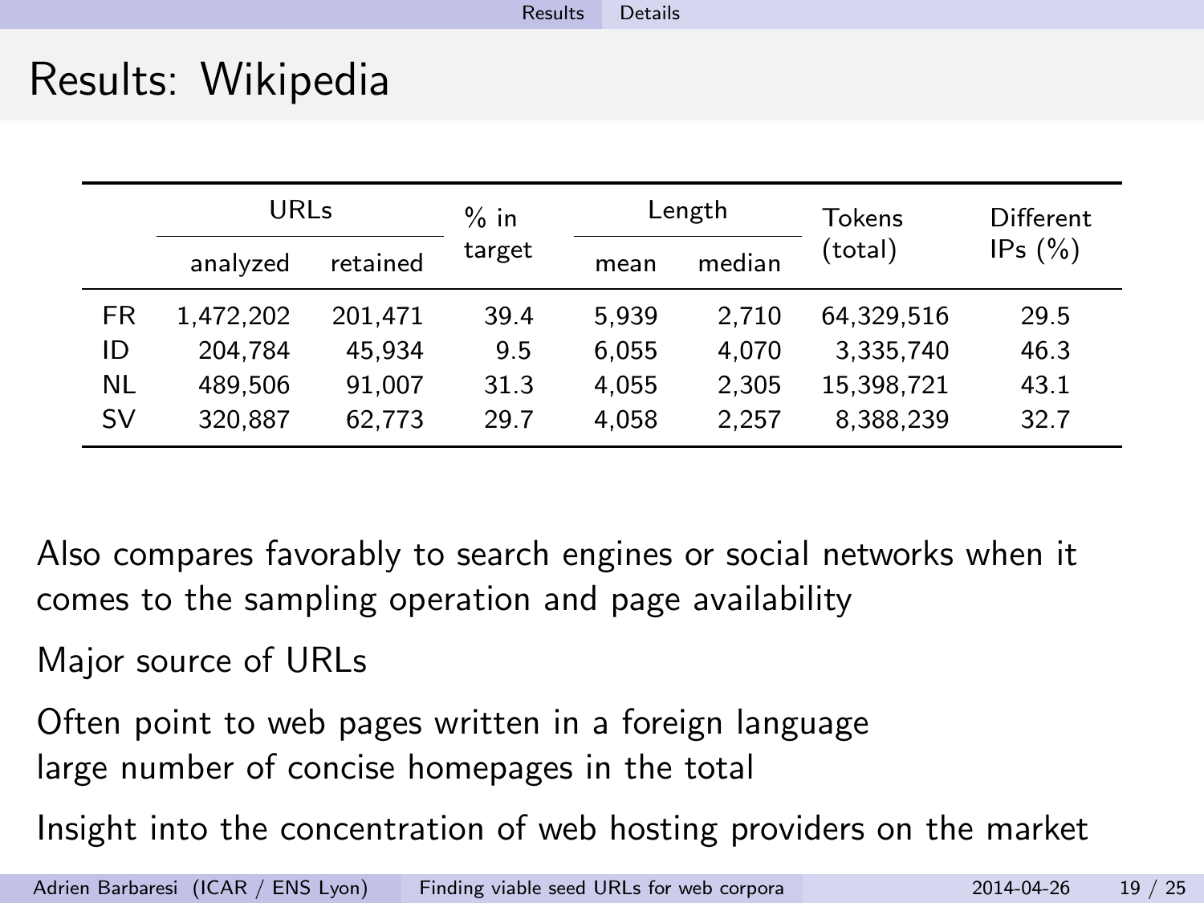# Results: Wikipedia

| | URLs | | % in target | Length | | Tokens (total) | Different IPs (%) |
|---|---|---|---|---|---|---|---|
| | analyzed | retained | | mean | median | | |
| FR | 1,472,202 | 201,471 | 39.4 | 5,939 | 2,710 | 64,329,516 | 29.5 |
| ID | 204,784 | 45,934 | 9.5 | 6,055 | 4,070 | 3,335,740 | 46.3 |
| NL | 489,506 | 91,007 | 31.3 | 4,055 | 2,305 | 15,398,721 | 43.1 |
| SV | 320,887 | 62,773 | 29.7 | 4,058 | 2,257 | 8,388,239 | 32.7 |

Also compares favorably to search engines or social networks when it comes to the sampling operation and page availability

Major source of URLs

Often point to web pages written in a foreign language
large number of concise homepages in the total

Insight into the concentration of web hosting providers on the market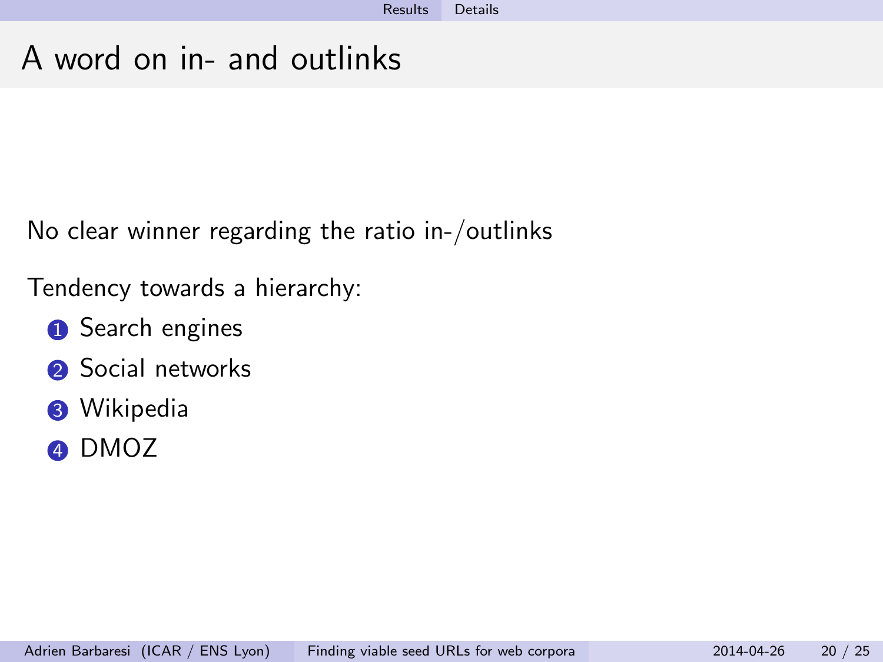# A word on in- and outlinks

No clear winner regarding the ratio in-/outlinks

Tendency towards a hierarchy:

1. Search engines
2. Social networks
3. Wikipedia
4. DMOZ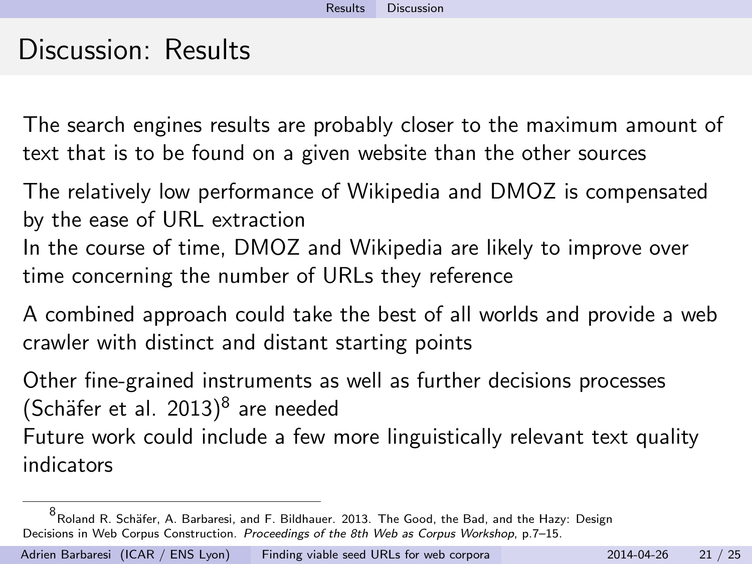# Discussion: Results

The search engines results are probably closer to the maximum amount of text that is to be found on a given website than the other sources

The relatively low performance of Wikipedia and DMOZ is compensated by the ease of URL extraction
In the course of time, DMOZ and Wikipedia are likely to improve over time concerning the number of URLs they reference

A combined approach could take the best of all worlds and provide a web crawler with distinct and distant starting points

Other fine-grained instruments as well as further decisions processes (Schäfer et al. 2013)[8] are needed
Future work could include a few more linguistically relevant text quality indicators

[8] Roland R. Schäfer, A. Barbaresi, and F. Bildhauer. 2013. The Good, the Bad, and the Hazy: Design Decisions in Web Corpus Construction. *Proceedings of the 8th Web as Corpus Workshop*, p.7–15.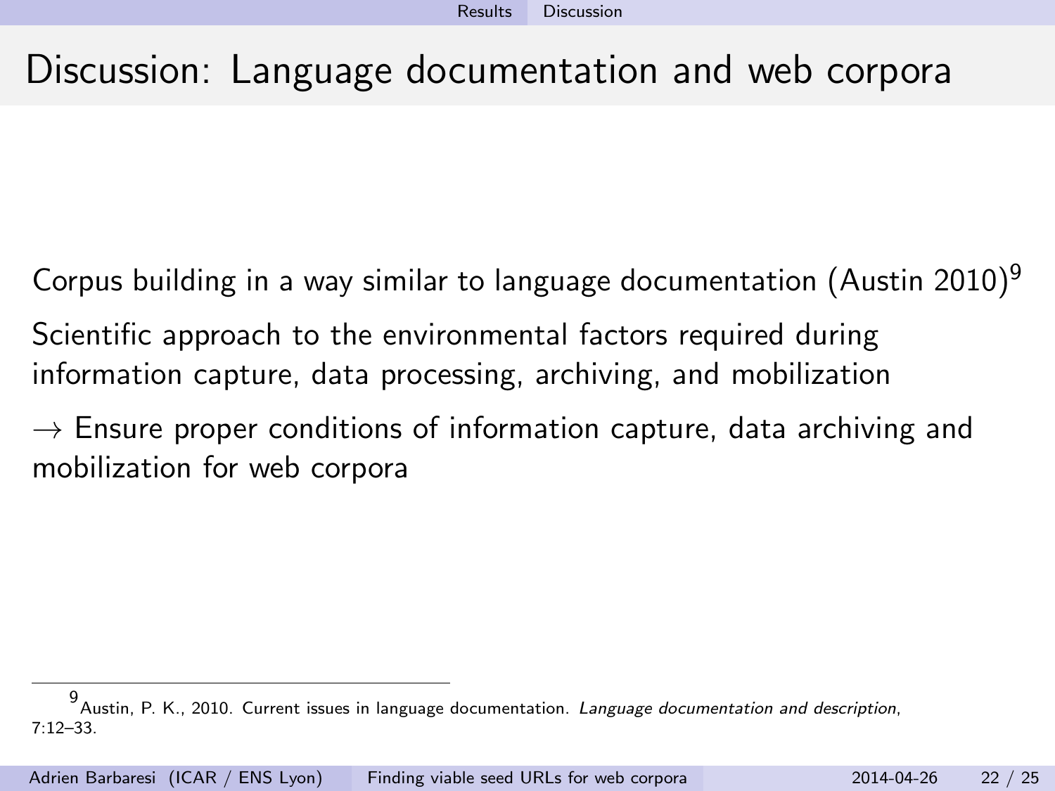# Discussion: Language documentation and web corpora

Corpus building in a way similar to language documentation (Austin 2010)[9]

Scientific approach to the environmental factors required during information capture, data processing, archiving, and mobilization

→ Ensure proper conditions of information capture, data archiving and mobilization for web corpora

[9] Austin, P. K., 2010. Current issues in language documentation. *Language documentation and description*, 7:12–33.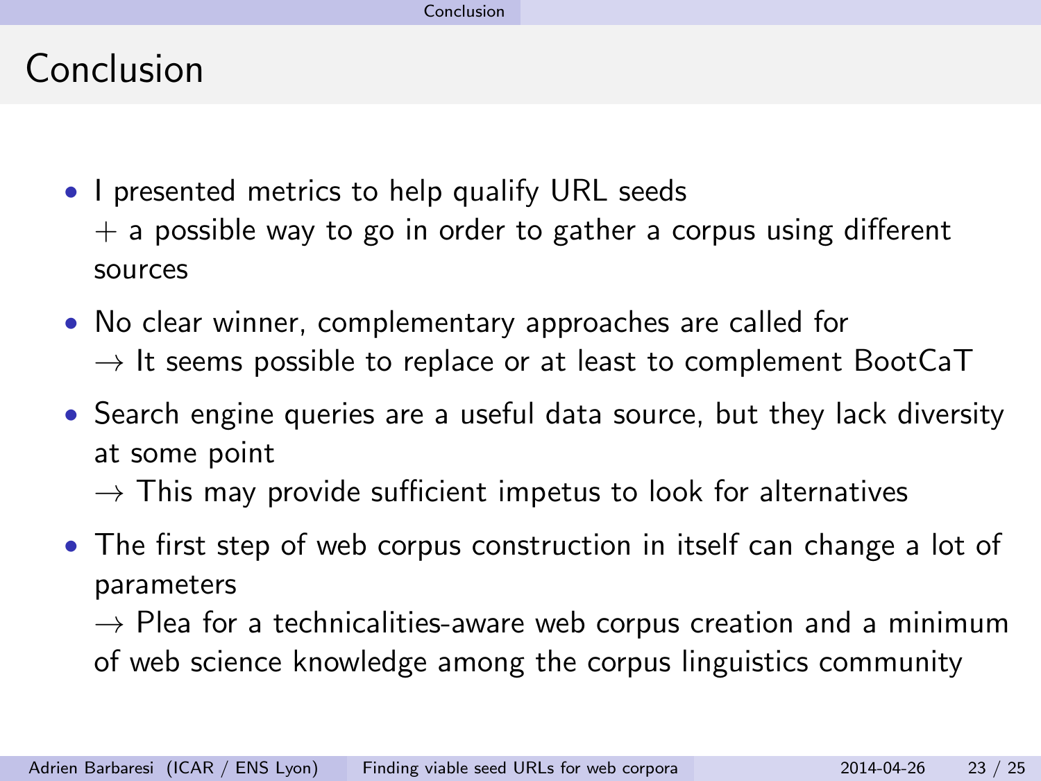# Conclusion

- I presented metrics to help qualify URL seeds
  + a possible way to go in order to gather a corpus using different sources
- No clear winner, complementary approaches are called for
  → It seems possible to replace or at least to complement BootCaT
- Search engine queries are a useful data source, but they lack diversity at some point
  → This may provide sufficient impetus to look for alternatives
- The first step of web corpus construction in itself can change a lot of parameters
  → Plea for a technicalities-aware web corpus creation and a minimum of web science knowledge among the corpus linguistics community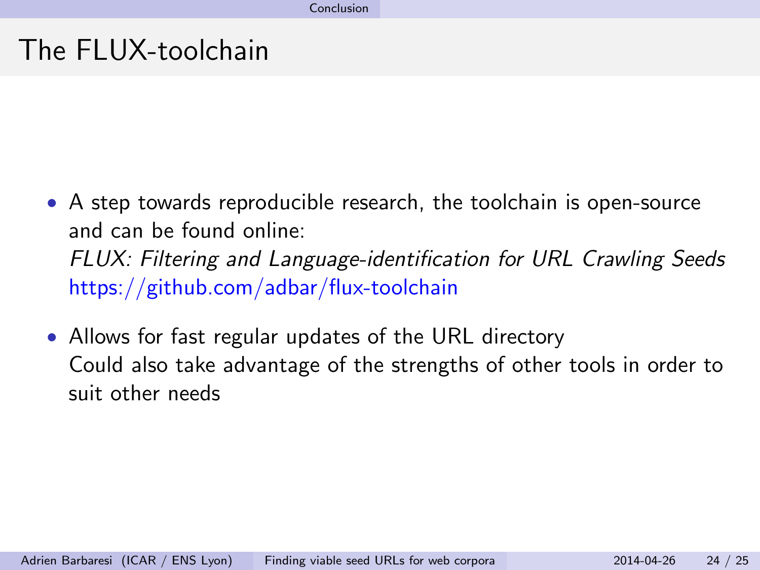# The FLUX-toolchain

- A step towards reproducible research, the toolchain is open-source and can be found online:
  *FLUX: Filtering and Language-identification for URL Crawling Seeds*
  https://github.com/adbar/flux-toolchain
- Allows for fast regular updates of the URL directory
  Could also take advantage of the strengths of other tools in order to suit other needs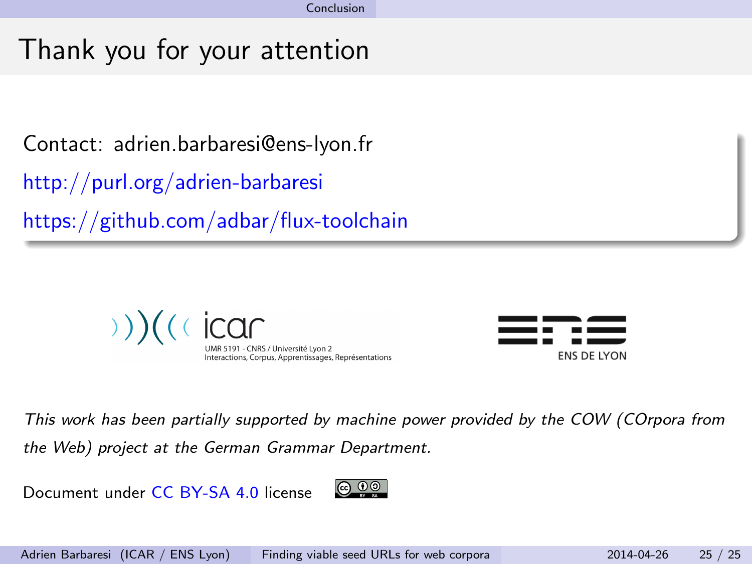# Thank you for your attention

Contact: adrien.barbaresi@ens-lyon.fr

http://purl.org/adrien-barbaresi

https://github.com/adbar/flux-toolchain

icar
UMR 5191 - CNRS / Université Lyon 2
Interactions, Corpus, Apprentissages, Représentations

ENS DE LYON

*This work has been partially supported by machine power provided by the COW (COrpora from the Web) project at the German Grammar Department.*

Document under CC BY-SA 4.0 license